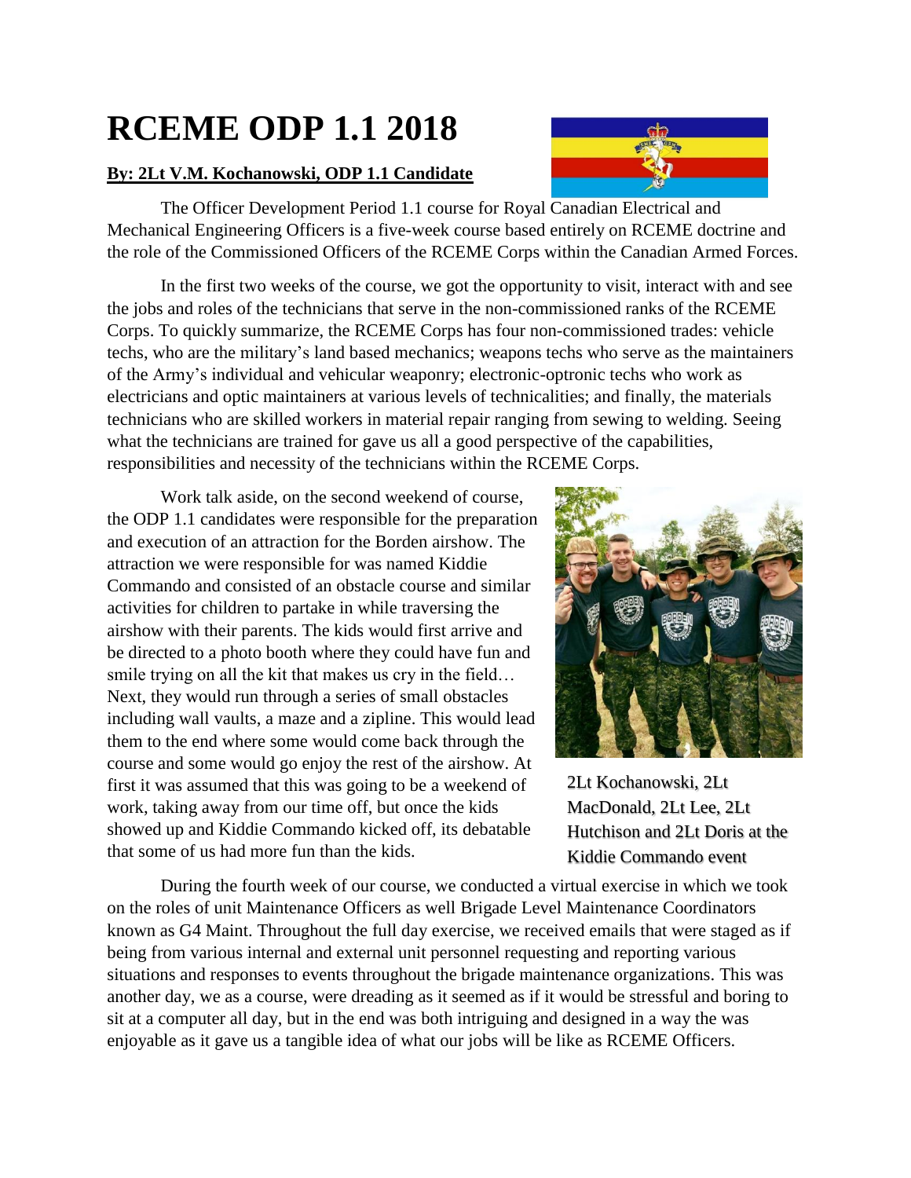# RCEME ODP 1.1 2018

**By: 2Lt V.M. Kochanowski, ODP 1.1 Candidate**

The Officer Development Period 1.1 course for Royal Canadian Electrical and Mechanical Engineering Officers is a five-week course based entirely on RCEME doctrine and the role of the Commissioned Officers of the RCEME Corps within the Canadian Armed Forces.

In the first two weeks of the course, we got the opportunity to visit, interact with and see the jobs and roles of the technicians that serve in the non-commissioned ranks of the RCEME Corps. To quickly summarize, the RCEME Corps has four non-commissioned trades: vehicle techs, who are the military's land based mechanics; weapons techs who serve as the maintainers of the Army's individual and vehicular weaponry; electronic-optronic techs who work as electricians and optic maintainers at various levels of technicalities; and finally, the materials technicians who are skilled workers in material repair ranging from sewing to welding. Seeing what the technicians are trained for gave us all a good perspective of the capabilities, responsibilities and necessity of the technicians within the RCEME Corps.

Work talk aside, on the second weekend of course, the ODP 1.1 candidates were responsible for the preparation and execution of an attraction for the Borden airshow. The attraction we were responsible for was named Kiddie Commando and consisted of an obstacle course and similar activities for children to partake in while traversing the airshow with their parents. The kids would first arrive and be directed to a photo booth where they could have fun and smile trying on all the kit that makes us cry in the field… Next, they would run through a series of small obstacles including wall vaults, a maze and a zipline. This would lead them to the end where some would come back through the course and some would go enjoy the rest of the airshow. At first it was assumed that this was going to be a weekend of work, taking away from our time off, but once the kids showed up and Kiddie Commando kicked off, its debatable that some of us had more fun than the kids.

2Lt Kochanowski, 2Lt MacDonald, 2Lt Lee, 2Lt Hutchison and 2Lt Doris at the Kiddie Commando event

During the fourth week of our course, we conducted a virtual exercise in which we took on the roles of unit Maintenance Officers as well Brigade Level Maintenance Coordinators known as G4 Maint. Throughout the full day exercise, we received emails that were staged as if being from various internal and external unit personnel requesting and reporting various situations and responses to events throughout the brigade maintenance organizations. This was another day, we as a course, were dreading as it seemed as if it would be stressful and boring to sit at a computer all day, but in the end was both intriguing and designed in a way the was enjoyable as it gave us a tangible idea of what our jobs will be like as RCEME Officers.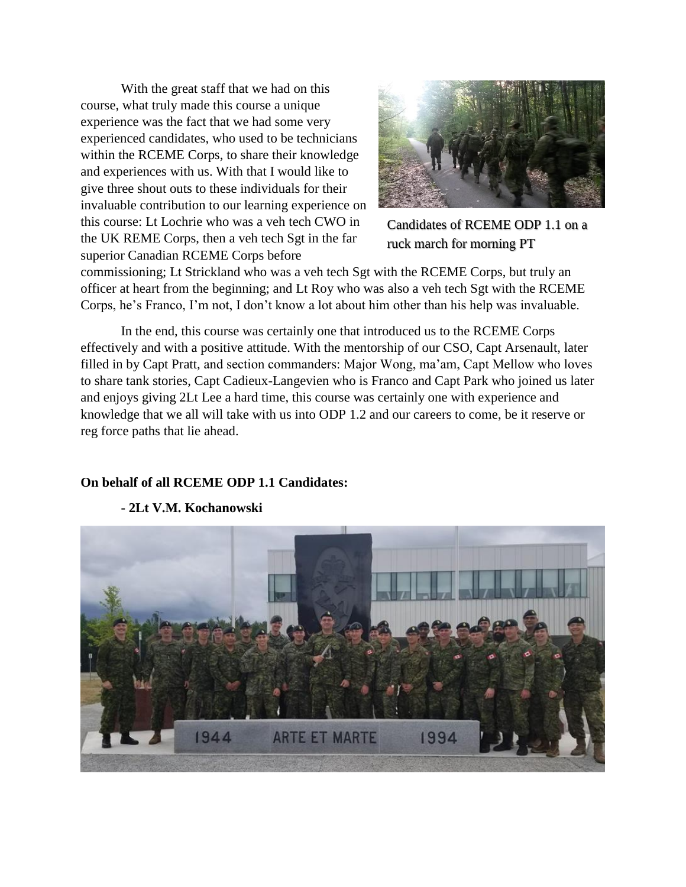With the great staff that we had on this course, what truly made this course a unique experience was the fact that we had some very experienced candidates, who used to be technicians within the RCEME Corps, to share their knowledge and experiences with us. With that I would like to give three shout outs to these individuals for their invaluable contribution to our learning experience on this course: Lt Lochrie who was a veh tech CWO in the UK REME Corps, then a veh tech Sgt in the far superior Canadian RCEME Corps before commissioning; Lt Strickland who was a veh tech Sgt with the RCEME Corps, but truly an officer at heart from the beginning; and Lt Roy who was also a veh tech Sgt with the RCEME Corps, he's Franco, I'm not, I don't know a lot about him other than his help was invaluable.

Candidates of RCEME ODP 1.1 on a ruck march for morning PT

In the end, this course was certainly one that introduced us to the RCEME Corps effectively and with a positive attitude. With the mentorship of our CSO, Capt Arsenault, later filled in by Capt Pratt, and section commanders: Major Wong, ma'am, Capt Mellow who loves to share tank stories, Capt Cadieux-Langevien who is Franco and Capt Park who joined us later and enjoys giving 2Lt Lee a hard time, this course was certainly one with experience and knowledge that we all will take with us into ODP 1.2 and our careers to come, be it reserve or reg force paths that lie ahead.

**On behalf of all RCEME ODP 1.1 Candidates:**

**- 2Lt V.M. Kochanowski**